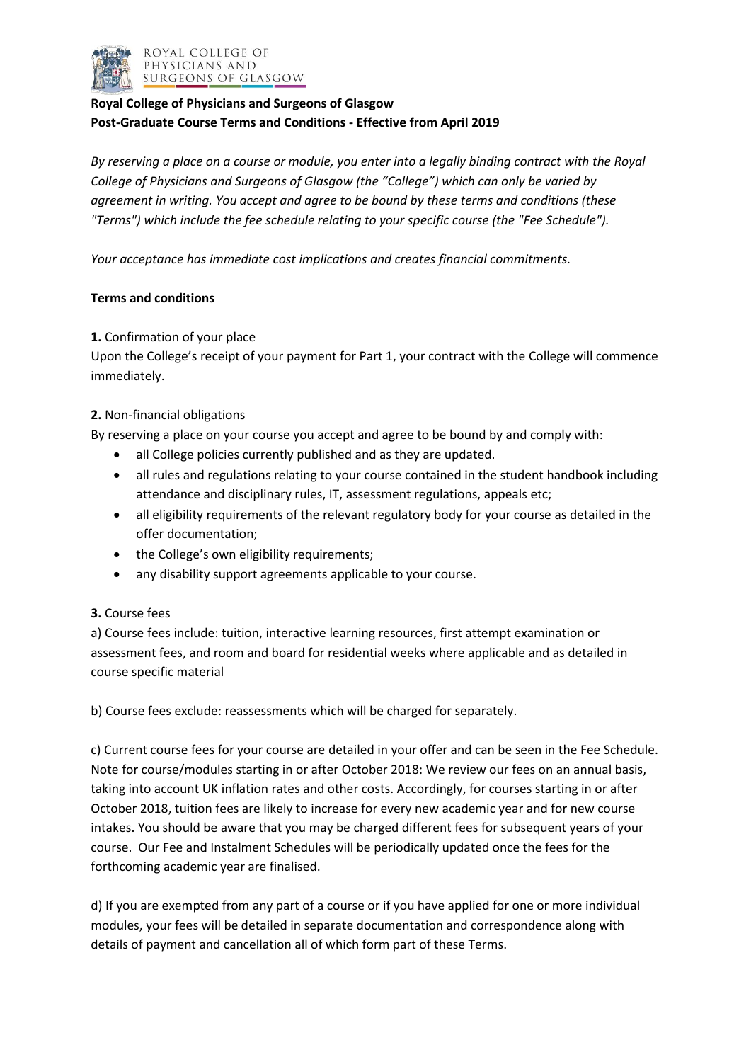**Royal College of Physicians and Surgeons of Glasgow**
**Post-Graduate Course Terms and Conditions - Effective from April 2019**

*By reserving a place on a course or module, you enter into a legally binding contract with the Royal College of Physicians and Surgeons of Glasgow (the "College") which can only be varied by agreement in writing. You accept and agree to be bound by these terms and conditions (these "Terms") which include the fee schedule relating to your specific course (the "Fee Schedule").*

*Your acceptance has immediate cost implications and creates financial commitments.*

**Terms and conditions**

**1.** Confirmation of your place

Upon the College's receipt of your payment for Part 1, your contract with the College will commence immediately.

**2.** Non-financial obligations

By reserving a place on your course you accept and agree to be bound by and comply with:

- all College policies currently published and as they are updated.
- all rules and regulations relating to your course contained in the student handbook including attendance and disciplinary rules, IT, assessment regulations, appeals etc;
- all eligibility requirements of the relevant regulatory body for your course as detailed in the offer documentation;
- the College's own eligibility requirements;
- any disability support agreements applicable to your course.

**3.** Course fees

a) Course fees include: tuition, interactive learning resources, first attempt examination or assessment fees, and room and board for residential weeks where applicable and as detailed in course specific material

b) Course fees exclude: reassessments which will be charged for separately.

c) Current course fees for your course are detailed in your offer and can be seen in the Fee Schedule. Note for course/modules starting in or after October 2018: We review our fees on an annual basis, taking into account UK inflation rates and other costs. Accordingly, for courses starting in or after October 2018, tuition fees are likely to increase for every new academic year and for new course intakes. You should be aware that you may be charged different fees for subsequent years of your course. Our Fee and Instalment Schedules will be periodically updated once the fees for the forthcoming academic year are finalised.

d) If you are exempted from any part of a course or if you have applied for one or more individual modules, your fees will be detailed in separate documentation and correspondence along with details of payment and cancellation all of which form part of these Terms.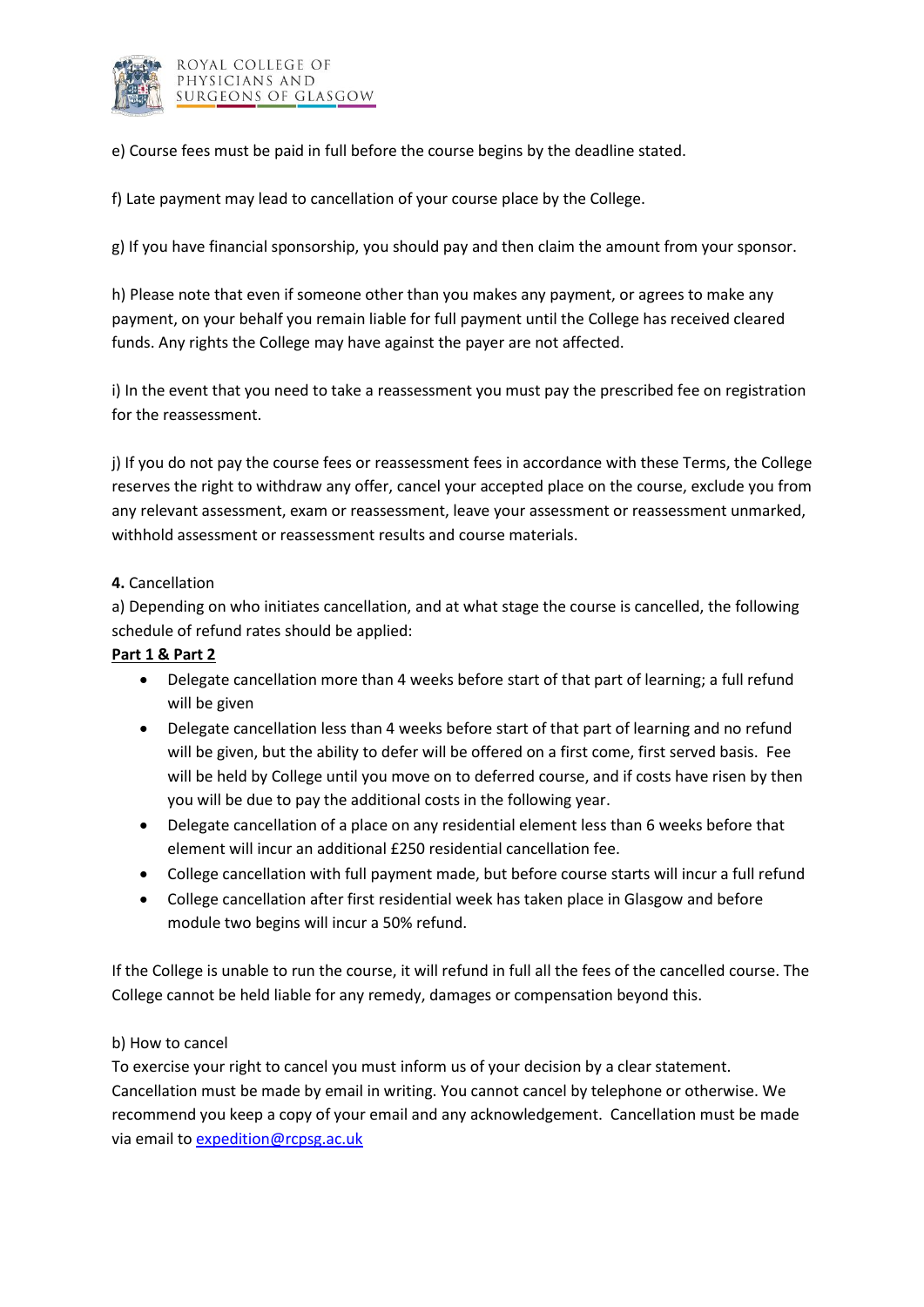e) Course fees must be paid in full before the course begins by the deadline stated.

f) Late payment may lead to cancellation of your course place by the College.

g) If you have financial sponsorship, you should pay and then claim the amount from your sponsor.

h) Please note that even if someone other than you makes any payment, or agrees to make any payment, on your behalf you remain liable for full payment until the College has received cleared funds. Any rights the College may have against the payer are not affected.

i) In the event that you need to take a reassessment you must pay the prescribed fee on registration for the reassessment.

j) If you do not pay the course fees or reassessment fees in accordance with these Terms, the College reserves the right to withdraw any offer, cancel your accepted place on the course, exclude you from any relevant assessment, exam or reassessment, leave your assessment or reassessment unmarked, withhold assessment or reassessment results and course materials.

**4.** Cancellation

a) Depending on who initiates cancellation, and at what stage the course is cancelled, the following schedule of refund rates should be applied:

**Part 1 & Part 2**

- Delegate cancellation more than 4 weeks before start of that part of learning; a full refund will be given
- Delegate cancellation less than 4 weeks before start of that part of learning and no refund will be given, but the ability to defer will be offered on a first come, first served basis. Fee will be held by College until you move on to deferred course, and if costs have risen by then you will be due to pay the additional costs in the following year.
- Delegate cancellation of a place on any residential element less than 6 weeks before that element will incur an additional £250 residential cancellation fee.
- College cancellation with full payment made, but before course starts will incur a full refund
- College cancellation after first residential week has taken place in Glasgow and before module two begins will incur a 50% refund.

If the College is unable to run the course, it will refund in full all the fees of the cancelled course. The College cannot be held liable for any remedy, damages or compensation beyond this.

b) How to cancel

To exercise your right to cancel you must inform us of your decision by a clear statement. Cancellation must be made by email in writing. You cannot cancel by telephone or otherwise. We recommend you keep a copy of your email and any acknowledgement. Cancellation must be made via email to expedition@rcpsg.ac.uk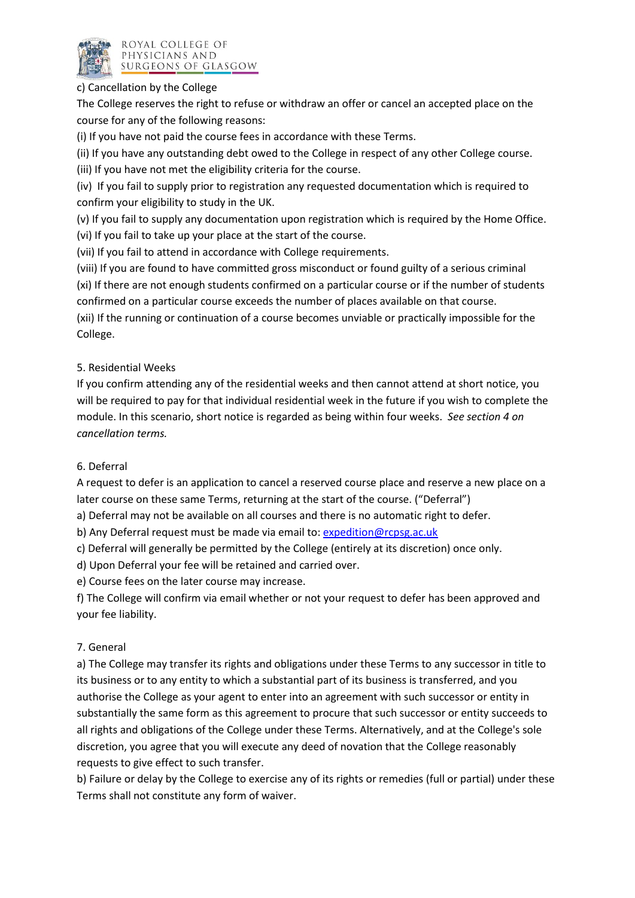c) Cancellation by the College

The College reserves the right to refuse or withdraw an offer or cancel an accepted place on the course for any of the following reasons:

(i) If you have not paid the course fees in accordance with these Terms.

(ii) If you have any outstanding debt owed to the College in respect of any other College course.

(iii) If you have not met the eligibility criteria for the course.

(iv) If you fail to supply prior to registration any requested documentation which is required to confirm your eligibility to study in the UK.

(v) If you fail to supply any documentation upon registration which is required by the Home Office.

(vi) If you fail to take up your place at the start of the course.

(vii) If you fail to attend in accordance with College requirements.

(viii) If you are found to have committed gross misconduct or found guilty of a serious criminal

(xi) If there are not enough students confirmed on a particular course or if the number of students confirmed on a particular course exceeds the number of places available on that course.

(xii) If the running or continuation of a course becomes unviable or practically impossible for the College.

## 5. Residential Weeks

If you confirm attending any of the residential weeks and then cannot attend at short notice, you will be required to pay for that individual residential week in the future if you wish to complete the module. In this scenario, short notice is regarded as being within four weeks. *See section 4 on cancellation terms.*

## 6. Deferral

A request to defer is an application to cancel a reserved course place and reserve a new place on a later course on these same Terms, returning at the start of the course. ("Deferral")

a) Deferral may not be available on all courses and there is no automatic right to defer.

b) Any Deferral request must be made via email to: [expedition@rcpsg.ac.uk](mailto:expedition@rcpsg.ac.uk)

c) Deferral will generally be permitted by the College (entirely at its discretion) once only.

d) Upon Deferral your fee will be retained and carried over.

e) Course fees on the later course may increase.

f) The College will confirm via email whether or not your request to defer has been approved and your fee liability.

## 7. General

a) The College may transfer its rights and obligations under these Terms to any successor in title to its business or to any entity to which a substantial part of its business is transferred, and you authorise the College as your agent to enter into an agreement with such successor or entity in substantially the same form as this agreement to procure that such successor or entity succeeds to all rights and obligations of the College under these Terms. Alternatively, and at the College's sole discretion, you agree that you will execute any deed of novation that the College reasonably requests to give effect to such transfer.

b) Failure or delay by the College to exercise any of its rights or remedies (full or partial) under these Terms shall not constitute any form of waiver.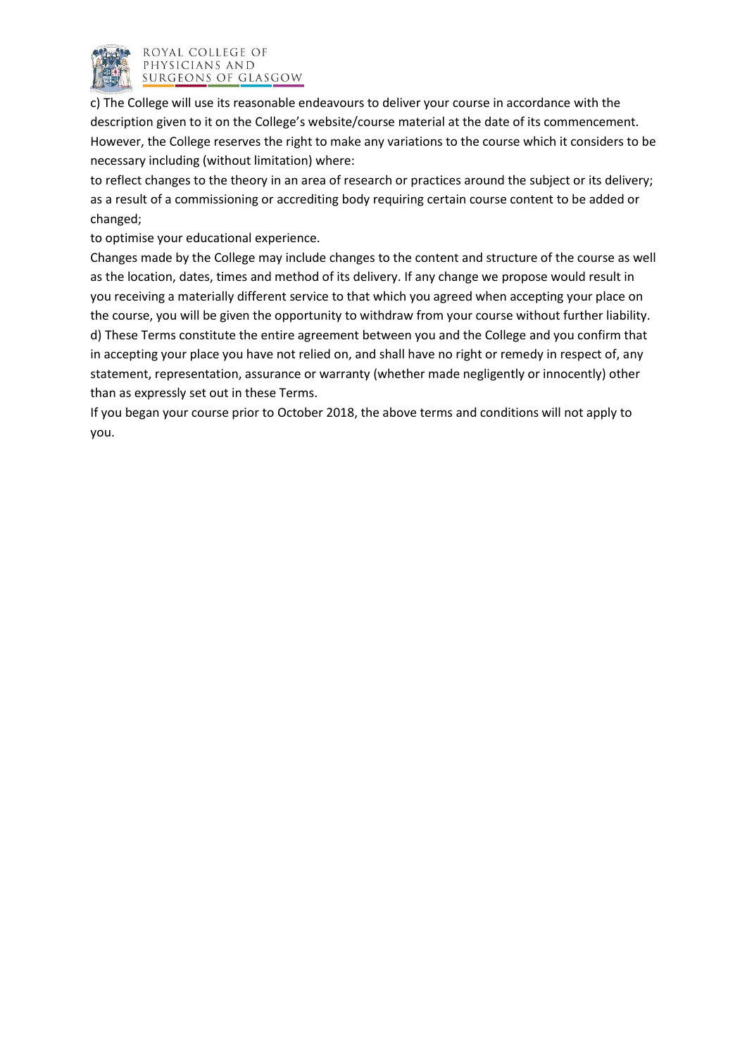c) The College will use its reasonable endeavours to deliver your course in accordance with the description given to it on the College's website/course material at the date of its commencement. However, the College reserves the right to make any variations to the course which it considers to be necessary including (without limitation) where:

to reflect changes to the theory in an area of research or practices around the subject or its delivery;

as a result of a commissioning or accrediting body requiring certain course content to be added or changed;

to optimise your educational experience.

Changes made by the College may include changes to the content and structure of the course as well as the location, dates, times and method of its delivery. If any change we propose would result in you receiving a materially different service to that which you agreed when accepting your place on the course, you will be given the opportunity to withdraw from your course without further liability.

d) These Terms constitute the entire agreement between you and the College and you confirm that in accepting your place you have not relied on, and shall have no right or remedy in respect of, any statement, representation, assurance or warranty (whether made negligently or innocently) other than as expressly set out in these Terms.

If you began your course prior to October 2018, the above terms and conditions will not apply to you.